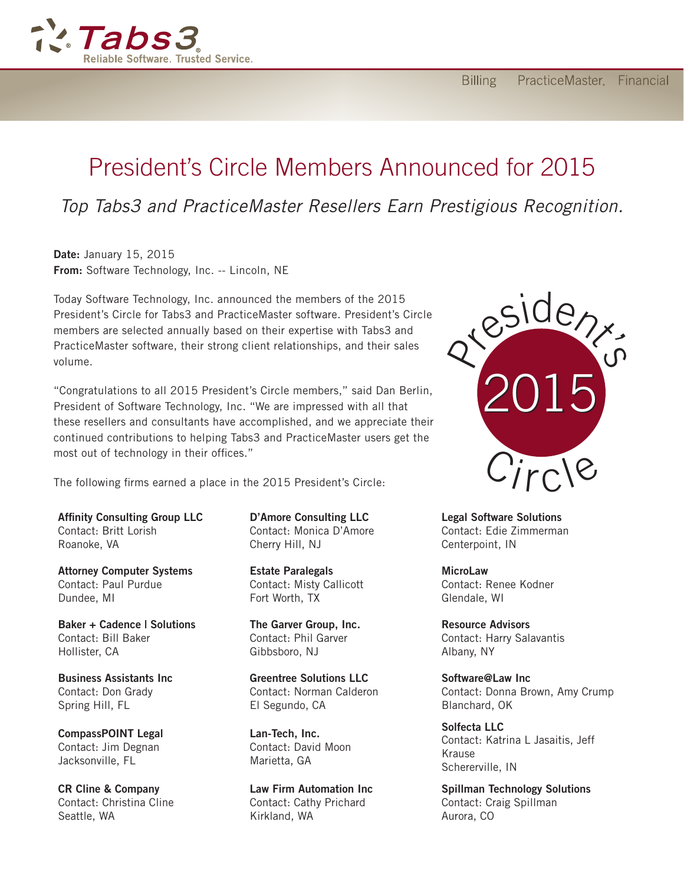Tabs3
Reliable Software. Trusted Service.

Billing PracticeMaster. Financial

# President's Circle Members Announced for 2015

## *Top Tabs3 and PracticeMaster Resellers Earn Prestigious Recognition.*

**Date:** January 15, 2015
**From:** Software Technology, Inc. -- Lincoln, NE

Today Software Technology, Inc. announced the members of the 2015 President's Circle for Tabs3 and PracticeMaster software. President's Circle members are selected annually based on their expertise with Tabs3 and PracticeMaster software, their strong client relationships, and their sales volume.

"Congratulations to all 2015 President's Circle members," said Dan Berlin, President of Software Technology, Inc. "We are impressed with all that these resellers and consultants have accomplished, and we appreciate their continued contributions to helping Tabs3 and PracticeMaster users get the most out of technology in their offices."

President's 2015 Circle

The following firms earned a place in the 2015 President's Circle:

**Affinity Consulting Group LLC**
Contact: Britt Lorish
Roanoke, VA

**Attorney Computer Systems**
Contact: Paul Purdue
Dundee, MI

**Baker + Cadence | Solutions**
Contact: Bill Baker
Hollister, CA

**Business Assistants Inc**
Contact: Don Grady
Spring Hill, FL

**CompassPOINT Legal**
Contact: Jim Degnan
Jacksonville, FL

**CR Cline & Company**
Contact: Christina Cline
Seattle, WA

**D'Amore Consulting LLC**
Contact: Monica D'Amore
Cherry Hill, NJ

**Estate Paralegals**
Contact: Misty Callicott
Fort Worth, TX

**The Garver Group, Inc.**
Contact: Phil Garver
Gibbsboro, NJ

**Greentree Solutions LLC**
Contact: Norman Calderon
El Segundo, CA

**Lan-Tech, Inc.**
Contact: David Moon
Marietta, GA

**Law Firm Automation Inc**
Contact: Cathy Prichard
Kirkland, WA

**Legal Software Solutions**
Contact: Edie Zimmerman
Centerpoint, IN

**MicroLaw**
Contact: Renee Kodner
Glendale, WI

**Resource Advisors**
Contact: Harry Salavantis
Albany, NY

**Software@Law Inc**
Contact: Donna Brown, Amy Crump
Blanchard, OK

**Solfecta LLC**
Contact: Katrina L Jasaitis, Jeff Krause
Schererville, IN

**Spillman Technology Solutions**
Contact: Craig Spillman
Aurora, CO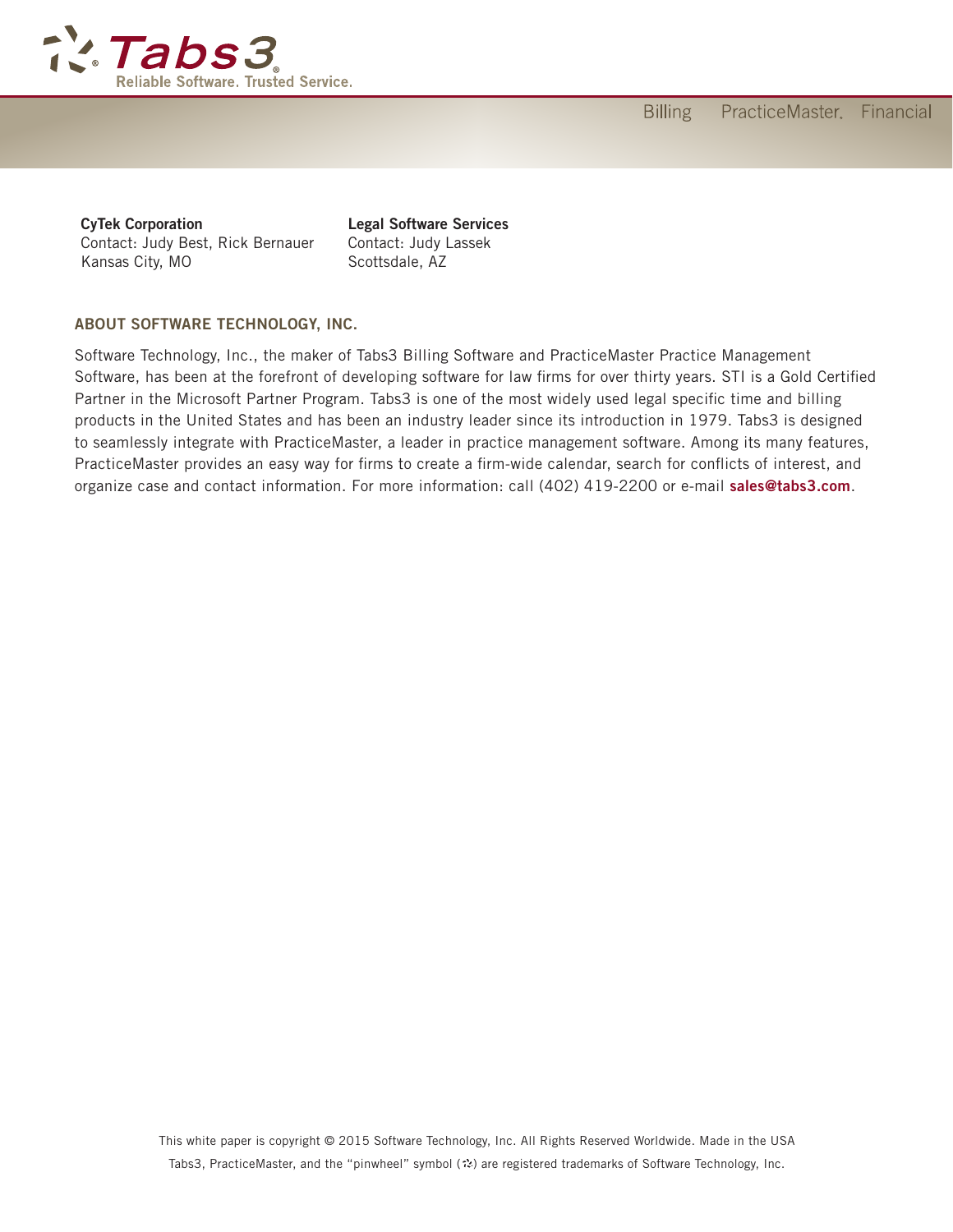**CyTek Corporation**
Contact: Judy Best, Rick Bernauer
Kansas City, MO

**Legal Software Services**
Contact: Judy Lassek
Scottsdale, AZ

## ABOUT SOFTWARE TECHNOLOGY, INC.

Software Technology, Inc., the maker of Tabs3 Billing Software and PracticeMaster Practice Management Software, has been at the forefront of developing software for law firms for over thirty years. STI is a Gold Certified Partner in the Microsoft Partner Program. Tabs3 is one of the most widely used legal specific time and billing products in the United States and has been an industry leader since its introduction in 1979. Tabs3 is designed to seamlessly integrate with PracticeMaster, a leader in practice management software. Among its many features, PracticeMaster provides an easy way for firms to create a firm-wide calendar, search for conflicts of interest, and organize case and contact information. For more information: call (402) 419-2200 or e-mail **sales@tabs3.com**.

This white paper is copyright © 2015 Software Technology, Inc. All Rights Reserved Worldwide. Made in the USA

Tabs3, PracticeMaster, and the "pinwheel" symbol ( ) are registered trademarks of Software Technology, Inc.